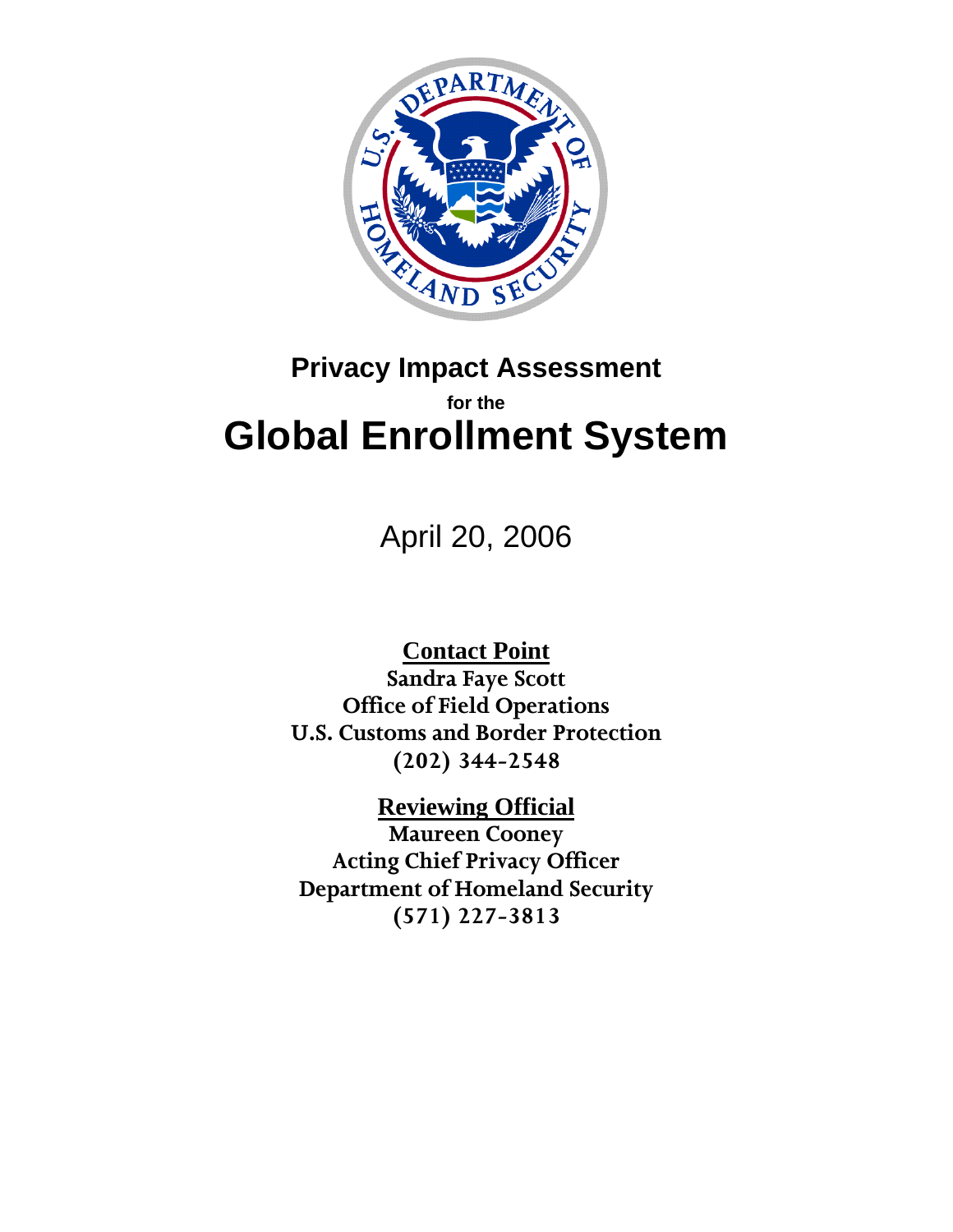# Privacy Impact Assessment

for the

# Global Enrollment System

April 20, 2006

**Contact Point**
**Sandra Faye Scott**
**Office of Field Operations**
**U.S. Customs and Border Protection**
**(202) 344-2548**

**Reviewing Official**
**Maureen Cooney**
**Acting Chief Privacy Officer**
**Department of Homeland Security**
**(571) 227-3813**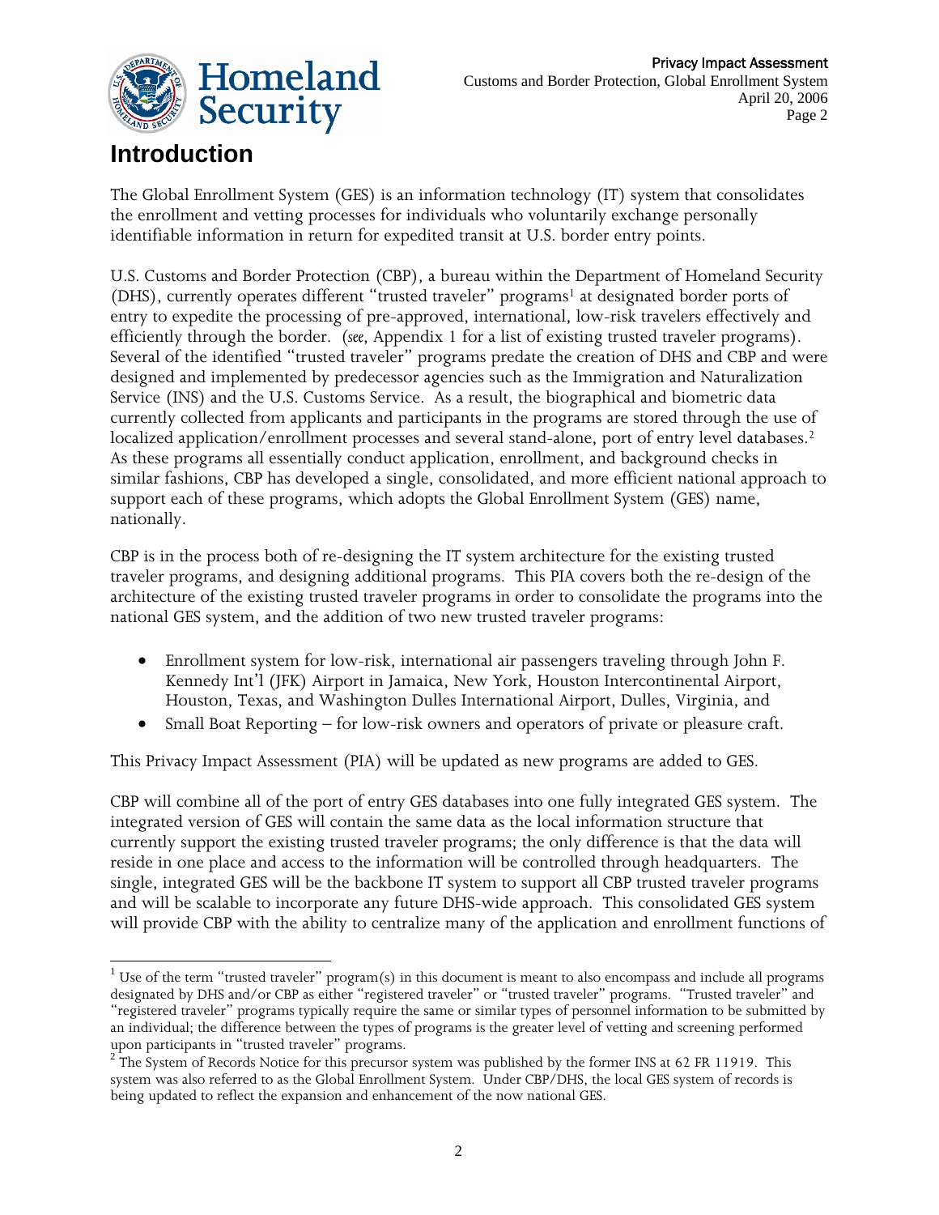# Introduction

The Global Enrollment System (GES) is an information technology (IT) system that consolidates the enrollment and vetting processes for individuals who voluntarily exchange personally identifiable information in return for expedited transit at U.S. border entry points.

U.S. Customs and Border Protection (CBP), a bureau within the Department of Homeland Security (DHS), currently operates different "trusted traveler" programs[1] at designated border ports of entry to expedite the processing of pre-approved, international, low-risk travelers effectively and efficiently through the border. (*see*, Appendix 1 for a list of existing trusted traveler programs). Several of the identified "trusted traveler" programs predate the creation of DHS and CBP and were designed and implemented by predecessor agencies such as the Immigration and Naturalization Service (INS) and the U.S. Customs Service. As a result, the biographical and biometric data currently collected from applicants and participants in the programs are stored through the use of localized application/enrollment processes and several stand-alone, port of entry level databases.[2] As these programs all essentially conduct application, enrollment, and background checks in similar fashions, CBP has developed a single, consolidated, and more efficient national approach to support each of these programs, which adopts the Global Enrollment System (GES) name, nationally.

CBP is in the process both of re-designing the IT system architecture for the existing trusted traveler programs, and designing additional programs. This PIA covers both the re-design of the architecture of the existing trusted traveler programs in order to consolidate the programs into the national GES system, and the addition of two new trusted traveler programs:

- Enrollment system for low-risk, international air passengers traveling through John F. Kennedy Int'l (JFK) Airport in Jamaica, New York, Houston Intercontinental Airport, Houston, Texas, and Washington Dulles International Airport, Dulles, Virginia, and
- Small Boat Reporting – for low-risk owners and operators of private or pleasure craft.

This Privacy Impact Assessment (PIA) will be updated as new programs are added to GES.

CBP will combine all of the port of entry GES databases into one fully integrated GES system. The integrated version of GES will contain the same data as the local information structure that currently support the existing trusted traveler programs; the only difference is that the data will reside in one place and access to the information will be controlled through headquarters. The single, integrated GES will be the backbone IT system to support all CBP trusted traveler programs and will be scalable to incorporate any future DHS-wide approach. This consolidated GES system will provide CBP with the ability to centralize many of the application and enrollment functions of

---

[1] Use of the term "trusted traveler" program(s) in this document is meant to also encompass and include all programs designated by DHS and/or CBP as either "registered traveler" or "trusted traveler" programs. "Trusted traveler" and "registered traveler" programs typically require the same or similar types of personnel information to be submitted by an individual; the difference between the types of programs is the greater level of vetting and screening performed upon participants in "trusted traveler" programs.

[2] The System of Records Notice for this precursor system was published by the former INS at 62 FR 11919. This system was also referred to as the Global Enrollment System. Under CBP/DHS, the local GES system of records is being updated to reflect the expansion and enhancement of the now national GES.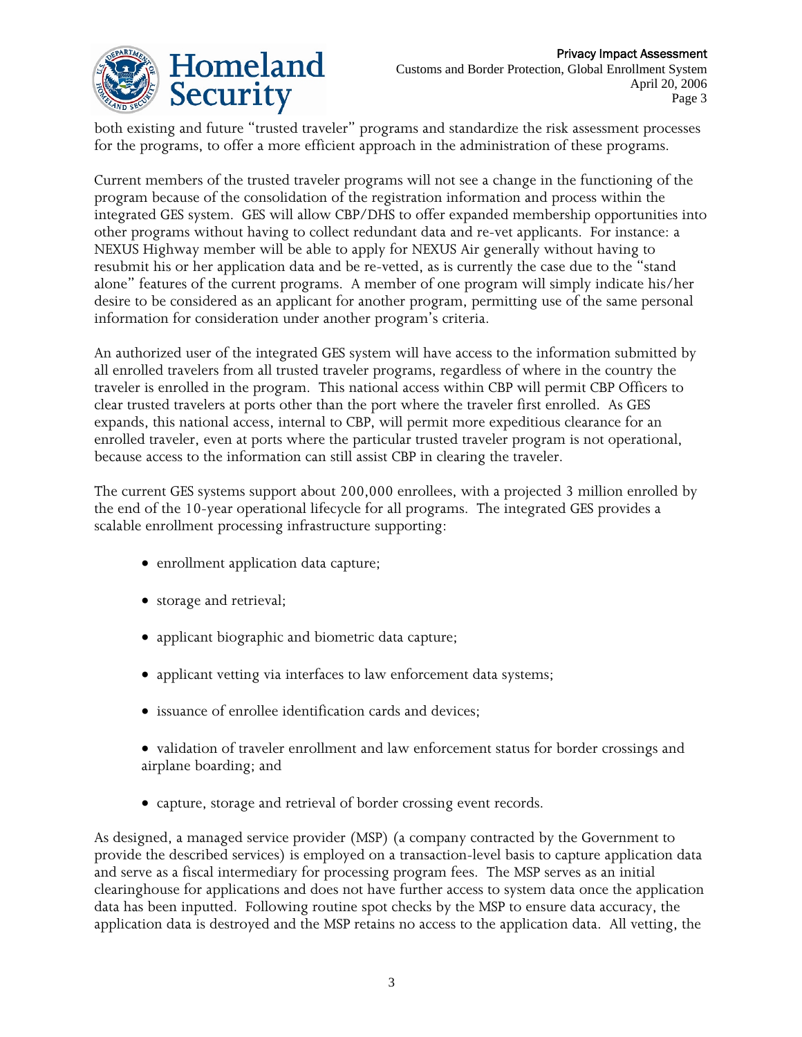both existing and future "trusted traveler" programs and standardize the risk assessment processes for the programs, to offer a more efficient approach in the administration of these programs.

Current members of the trusted traveler programs will not see a change in the functioning of the program because of the consolidation of the registration information and process within the integrated GES system. GES will allow CBP/DHS to offer expanded membership opportunities into other programs without having to collect redundant data and re-vet applicants. For instance: a NEXUS Highway member will be able to apply for NEXUS Air generally without having to resubmit his or her application data and be re-vetted, as is currently the case due to the "stand alone" features of the current programs. A member of one program will simply indicate his/her desire to be considered as an applicant for another program, permitting use of the same personal information for consideration under another program's criteria.

An authorized user of the integrated GES system will have access to the information submitted by all enrolled travelers from all trusted traveler programs, regardless of where in the country the traveler is enrolled in the program. This national access within CBP will permit CBP Officers to clear trusted travelers at ports other than the port where the traveler first enrolled. As GES expands, this national access, internal to CBP, will permit more expeditious clearance for an enrolled traveler, even at ports where the particular trusted traveler program is not operational, because access to the information can still assist CBP in clearing the traveler.

The current GES systems support about 200,000 enrollees, with a projected 3 million enrolled by the end of the 10-year operational lifecycle for all programs. The integrated GES provides a scalable enrollment processing infrastructure supporting:

- enrollment application data capture;
- storage and retrieval;
- applicant biographic and biometric data capture;
- applicant vetting via interfaces to law enforcement data systems;
- issuance of enrollee identification cards and devices;
- validation of traveler enrollment and law enforcement status for border crossings and airplane boarding; and
- capture, storage and retrieval of border crossing event records.

As designed, a managed service provider (MSP) (a company contracted by the Government to provide the described services) is employed on a transaction-level basis to capture application data and serve as a fiscal intermediary for processing program fees. The MSP serves as an initial clearinghouse for applications and does not have further access to system data once the application data has been inputted. Following routine spot checks by the MSP to ensure data accuracy, the application data is destroyed and the MSP retains no access to the application data. All vetting, the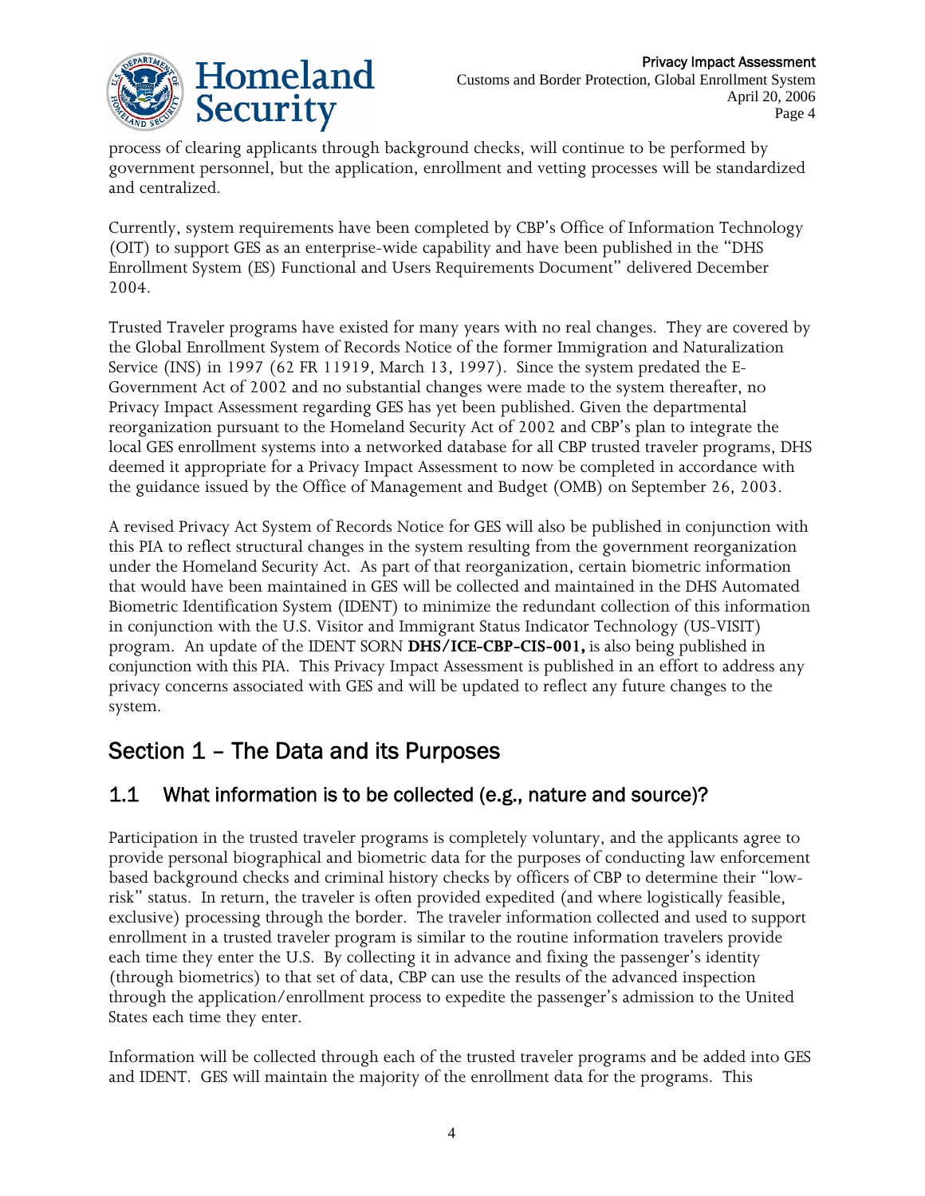process of clearing applicants through background checks, will continue to be performed by government personnel, but the application, enrollment and vetting processes will be standardized and centralized.

Currently, system requirements have been completed by CBP's Office of Information Technology (OIT) to support GES as an enterprise-wide capability and have been published in the "DHS Enrollment System (ES) Functional and Users Requirements Document" delivered December 2004.

Trusted Traveler programs have existed for many years with no real changes. They are covered by the Global Enrollment System of Records Notice of the former Immigration and Naturalization Service (INS) in 1997 (62 FR 11919, March 13, 1997). Since the system predated the E-Government Act of 2002 and no substantial changes were made to the system thereafter, no Privacy Impact Assessment regarding GES has yet been published. Given the departmental reorganization pursuant to the Homeland Security Act of 2002 and CBP's plan to integrate the local GES enrollment systems into a networked database for all CBP trusted traveler programs, DHS deemed it appropriate for a Privacy Impact Assessment to now be completed in accordance with the guidance issued by the Office of Management and Budget (OMB) on September 26, 2003.

A revised Privacy Act System of Records Notice for GES will also be published in conjunction with this PIA to reflect structural changes in the system resulting from the government reorganization under the Homeland Security Act. As part of that reorganization, certain biometric information that would have been maintained in GES will be collected and maintained in the DHS Automated Biometric Identification System (IDENT) to minimize the redundant collection of this information in conjunction with the U.S. Visitor and Immigrant Status Indicator Technology (US-VISIT) program. An update of the IDENT SORN **DHS/ICE-CBP-CIS-001,** is also being published in conjunction with this PIA. This Privacy Impact Assessment is published in an effort to address any privacy concerns associated with GES and will be updated to reflect any future changes to the system.

## Section 1 – The Data and its Purposes

### 1.1 What information is to be collected (e.g., nature and source)?

Participation in the trusted traveler programs is completely voluntary, and the applicants agree to provide personal biographical and biometric data for the purposes of conducting law enforcement based background checks and criminal history checks by officers of CBP to determine their "low-risk" status. In return, the traveler is often provided expedited (and where logistically feasible, exclusive) processing through the border. The traveler information collected and used to support enrollment in a trusted traveler program is similar to the routine information travelers provide each time they enter the U.S. By collecting it in advance and fixing the passenger's identity (through biometrics) to that set of data, CBP can use the results of the advanced inspection through the application/enrollment process to expedite the passenger's admission to the United States each time they enter.

Information will be collected through each of the trusted traveler programs and be added into GES and IDENT. GES will maintain the majority of the enrollment data for the programs. This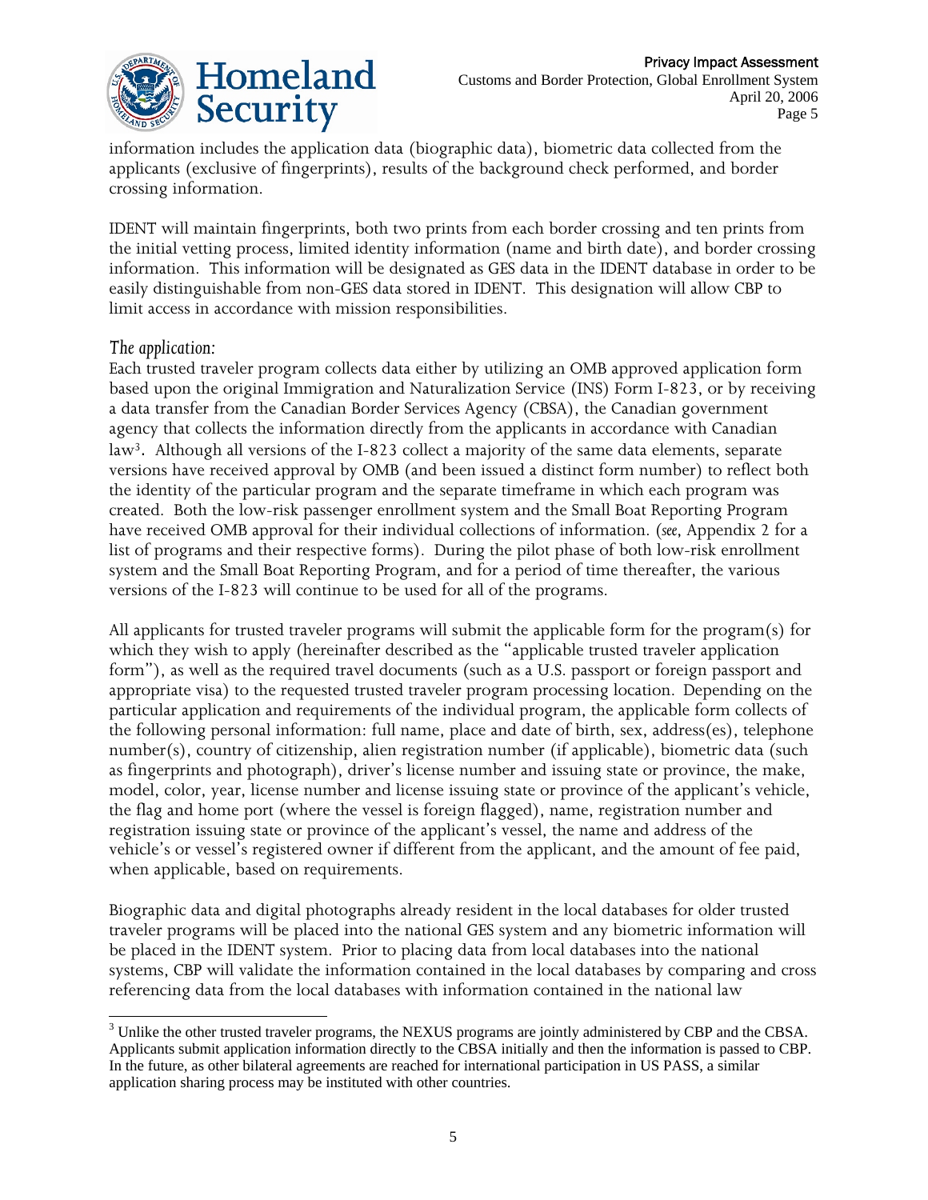information includes the application data (biographic data), biometric data collected from the applicants (exclusive of fingerprints), results of the background check performed, and border crossing information.

IDENT will maintain fingerprints, both two prints from each border crossing and ten prints from the initial vetting process, limited identity information (name and birth date), and border crossing information. This information will be designated as GES data in the IDENT database in order to be easily distinguishable from non-GES data stored in IDENT. This designation will allow CBP to limit access in accordance with mission responsibilities.

*The application:*

Each trusted traveler program collects data either by utilizing an OMB approved application form based upon the original Immigration and Naturalization Service (INS) Form I-823, or by receiving a data transfer from the Canadian Border Services Agency (CBSA), the Canadian government agency that collects the information directly from the applicants in accordance with Canadian law[3]. Although all versions of the I-823 collect a majority of the same data elements, separate versions have received approval by OMB (and been issued a distinct form number) to reflect both the identity of the particular program and the separate timeframe in which each program was created. Both the low-risk passenger enrollment system and the Small Boat Reporting Program have received OMB approval for their individual collections of information. (*see*, Appendix 2 for a list of programs and their respective forms). During the pilot phase of both low-risk enrollment system and the Small Boat Reporting Program, and for a period of time thereafter, the various versions of the I-823 will continue to be used for all of the programs.

All applicants for trusted traveler programs will submit the applicable form for the program(s) for which they wish to apply (hereinafter described as the "applicable trusted traveler application form"), as well as the required travel documents (such as a U.S. passport or foreign passport and appropriate visa) to the requested trusted traveler program processing location. Depending on the particular application and requirements of the individual program, the applicable form collects of the following personal information: full name, place and date of birth, sex, address(es), telephone number(s), country of citizenship, alien registration number (if applicable), biometric data (such as fingerprints and photograph), driver's license number and issuing state or province, the make, model, color, year, license number and license issuing state or province of the applicant's vehicle, the flag and home port (where the vessel is foreign flagged), name, registration number and registration issuing state or province of the applicant's vessel, the name and address of the vehicle's or vessel's registered owner if different from the applicant, and the amount of fee paid, when applicable, based on requirements.

Biographic data and digital photographs already resident in the local databases for older trusted traveler programs will be placed into the national GES system and any biometric information will be placed in the IDENT system. Prior to placing data from local databases into the national systems, CBP will validate the information contained in the local databases by comparing and cross referencing data from the local databases with information contained in the national law

[3] Unlike the other trusted traveler programs, the NEXUS programs are jointly administered by CBP and the CBSA. Applicants submit application information directly to the CBSA initially and then the information is passed to CBP. In the future, as other bilateral agreements are reached for international participation in US PASS, a similar application sharing process may be instituted with other countries.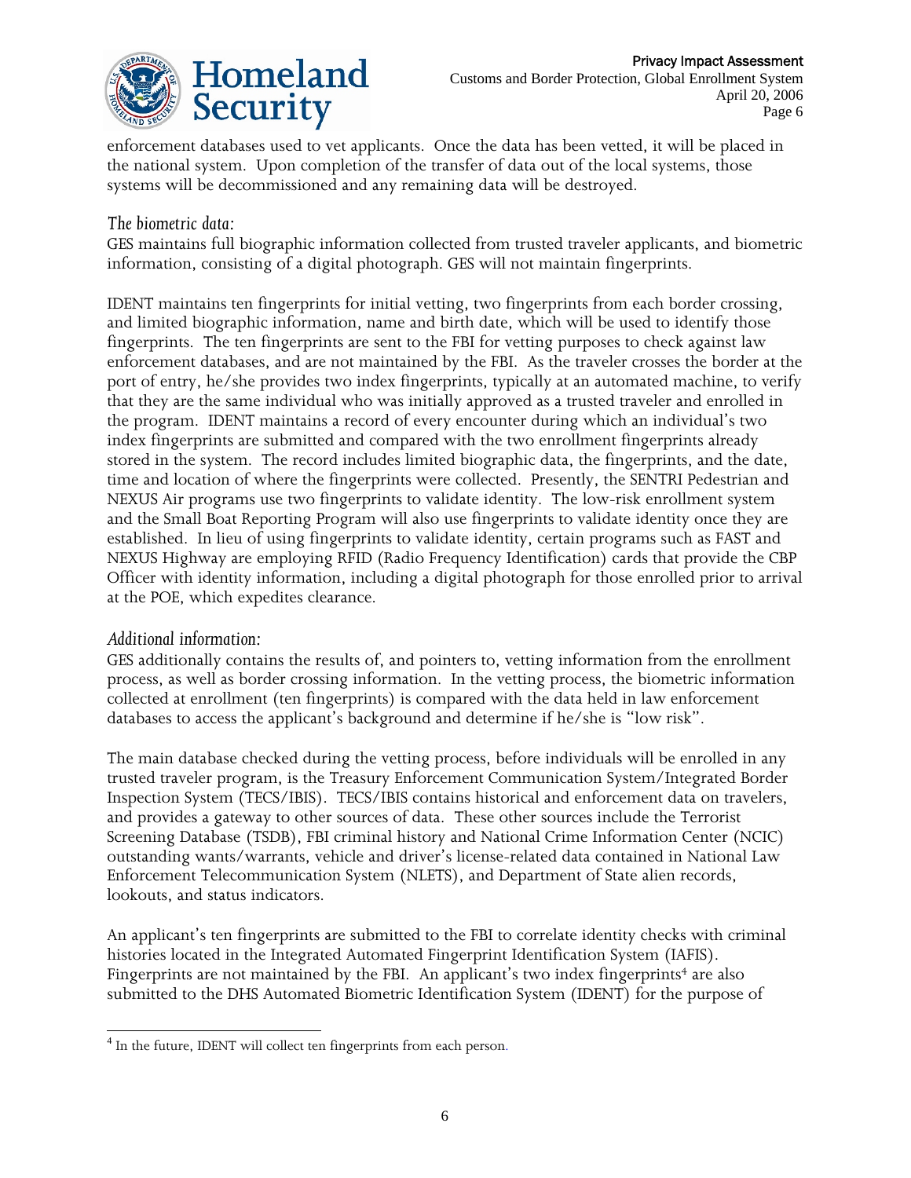enforcement databases used to vet applicants. Once the data has been vetted, it will be placed in the national system. Upon completion of the transfer of data out of the local systems, those systems will be decommissioned and any remaining data will be destroyed.

*The biometric data:*

GES maintains full biographic information collected from trusted traveler applicants, and biometric information, consisting of a digital photograph. GES will not maintain fingerprints.

IDENT maintains ten fingerprints for initial vetting, two fingerprints from each border crossing, and limited biographic information, name and birth date, which will be used to identify those fingerprints. The ten fingerprints are sent to the FBI for vetting purposes to check against law enforcement databases, and are not maintained by the FBI. As the traveler crosses the border at the port of entry, he/she provides two index fingerprints, typically at an automated machine, to verify that they are the same individual who was initially approved as a trusted traveler and enrolled in the program. IDENT maintains a record of every encounter during which an individual's two index fingerprints are submitted and compared with the two enrollment fingerprints already stored in the system. The record includes limited biographic data, the fingerprints, and the date, time and location of where the fingerprints were collected. Presently, the SENTRI Pedestrian and NEXUS Air programs use two fingerprints to validate identity. The low-risk enrollment system and the Small Boat Reporting Program will also use fingerprints to validate identity once they are established. In lieu of using fingerprints to validate identity, certain programs such as FAST and NEXUS Highway are employing RFID (Radio Frequency Identification) cards that provide the CBP Officer with identity information, including a digital photograph for those enrolled prior to arrival at the POE, which expedites clearance.

*Additional information:*

GES additionally contains the results of, and pointers to, vetting information from the enrollment process, as well as border crossing information. In the vetting process, the biometric information collected at enrollment (ten fingerprints) is compared with the data held in law enforcement databases to access the applicant's background and determine if he/she is "low risk".

The main database checked during the vetting process, before individuals will be enrolled in any trusted traveler program, is the Treasury Enforcement Communication System/Integrated Border Inspection System (TECS/IBIS). TECS/IBIS contains historical and enforcement data on travelers, and provides a gateway to other sources of data. These other sources include the Terrorist Screening Database (TSDB), FBI criminal history and National Crime Information Center (NCIC) outstanding wants/warrants, vehicle and driver's license-related data contained in National Law Enforcement Telecommunication System (NLETS), and Department of State alien records, lookouts, and status indicators.

An applicant's ten fingerprints are submitted to the FBI to correlate identity checks with criminal histories located in the Integrated Automated Fingerprint Identification System (IAFIS). Fingerprints are not maintained by the FBI. An applicant's two index fingerprints[4] are also submitted to the DHS Automated Biometric Identification System (IDENT) for the purpose of

[4] In the future, IDENT will collect ten fingerprints from each person.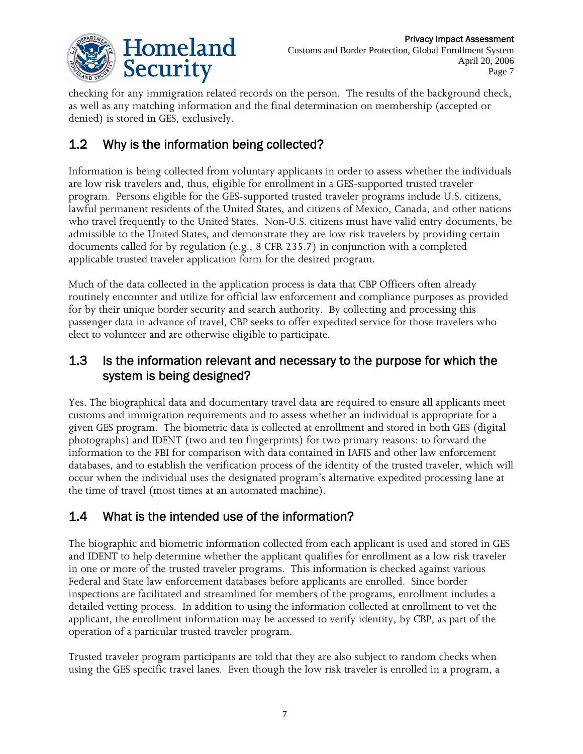checking for any immigration related records on the person. The results of the background check, as well as any matching information and the final determination on membership (accepted or denied) is stored in GES, exclusively.

## 1.2 Why is the information being collected?

Information is being collected from voluntary applicants in order to assess whether the individuals are low risk travelers and, thus, eligible for enrollment in a GES-supported trusted traveler program. Persons eligible for the GES-supported trusted traveler programs include U.S. citizens, lawful permanent residents of the United States, and citizens of Mexico, Canada, and other nations who travel frequently to the United States. Non-U.S. citizens must have valid entry documents, be admissible to the United States, and demonstrate they are low risk travelers by providing certain documents called for by regulation (e.g., 8 CFR 235.7) in conjunction with a completed applicable trusted traveler application form for the desired program.

Much of the data collected in the application process is data that CBP Officers often already routinely encounter and utilize for official law enforcement and compliance purposes as provided for by their unique border security and search authority. By collecting and processing this passenger data in advance of travel, CBP seeks to offer expedited service for those travelers who elect to volunteer and are otherwise eligible to participate.

## 1.3 Is the information relevant and necessary to the purpose for which the system is being designed?

Yes. The biographical data and documentary travel data are required to ensure all applicants meet customs and immigration requirements and to assess whether an individual is appropriate for a given GES program. The biometric data is collected at enrollment and stored in both GES (digital photographs) and IDENT (two and ten fingerprints) for two primary reasons: to forward the information to the FBI for comparison with data contained in IAFIS and other law enforcement databases, and to establish the verification process of the identity of the trusted traveler, which will occur when the individual uses the designated program's alternative expedited processing lane at the time of travel (most times at an automated machine).

## 1.4 What is the intended use of the information?

The biographic and biometric information collected from each applicant is used and stored in GES and IDENT to help determine whether the applicant qualifies for enrollment as a low risk traveler in one or more of the trusted traveler programs. This information is checked against various Federal and State law enforcement databases before applicants are enrolled. Since border inspections are facilitated and streamlined for members of the programs, enrollment includes a detailed vetting process. In addition to using the information collected at enrollment to vet the applicant, the enrollment information may be accessed to verify identity, by CBP, as part of the operation of a particular trusted traveler program.

Trusted traveler program participants are told that they are also subject to random checks when using the GES specific travel lanes. Even though the low risk traveler is enrolled in a program, a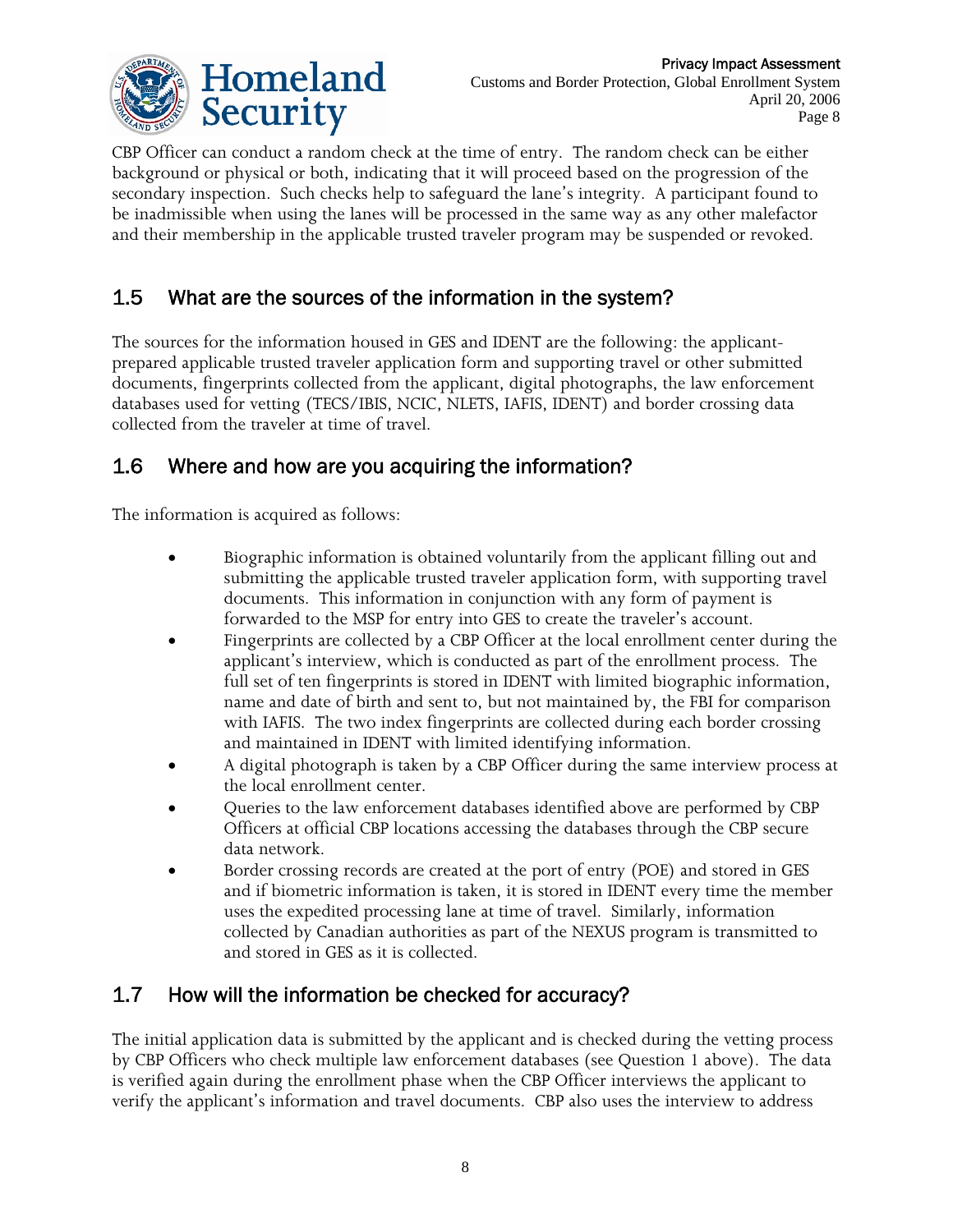CBP Officer can conduct a random check at the time of entry. The random check can be either background or physical or both, indicating that it will proceed based on the progression of the secondary inspection. Such checks help to safeguard the lane's integrity. A participant found to be inadmissible when using the lanes will be processed in the same way as any other malefactor and their membership in the applicable trusted traveler program may be suspended or revoked.

## 1.5 What are the sources of the information in the system?

The sources for the information housed in GES and IDENT are the following: the applicant-prepared applicable trusted traveler application form and supporting travel or other submitted documents, fingerprints collected from the applicant, digital photographs, the law enforcement databases used for vetting (TECS/IBIS, NCIC, NLETS, IAFIS, IDENT) and border crossing data collected from the traveler at time of travel.

## 1.6 Where and how are you acquiring the information?

The information is acquired as follows:

- Biographic information is obtained voluntarily from the applicant filling out and submitting the applicable trusted traveler application form, with supporting travel documents. This information in conjunction with any form of payment is forwarded to the MSP for entry into GES to create the traveler's account.
- Fingerprints are collected by a CBP Officer at the local enrollment center during the applicant's interview, which is conducted as part of the enrollment process. The full set of ten fingerprints is stored in IDENT with limited biographic information, name and date of birth and sent to, but not maintained by, the FBI for comparison with IAFIS. The two index fingerprints are collected during each border crossing and maintained in IDENT with limited identifying information.
- A digital photograph is taken by a CBP Officer during the same interview process at the local enrollment center.
- Queries to the law enforcement databases identified above are performed by CBP Officers at official CBP locations accessing the databases through the CBP secure data network.
- Border crossing records are created at the port of entry (POE) and stored in GES and if biometric information is taken, it is stored in IDENT every time the member uses the expedited processing lane at time of travel. Similarly, information collected by Canadian authorities as part of the NEXUS program is transmitted to and stored in GES as it is collected.

## 1.7 How will the information be checked for accuracy?

The initial application data is submitted by the applicant and is checked during the vetting process by CBP Officers who check multiple law enforcement databases (see Question 1 above). The data is verified again during the enrollment phase when the CBP Officer interviews the applicant to verify the applicant's information and travel documents. CBP also uses the interview to address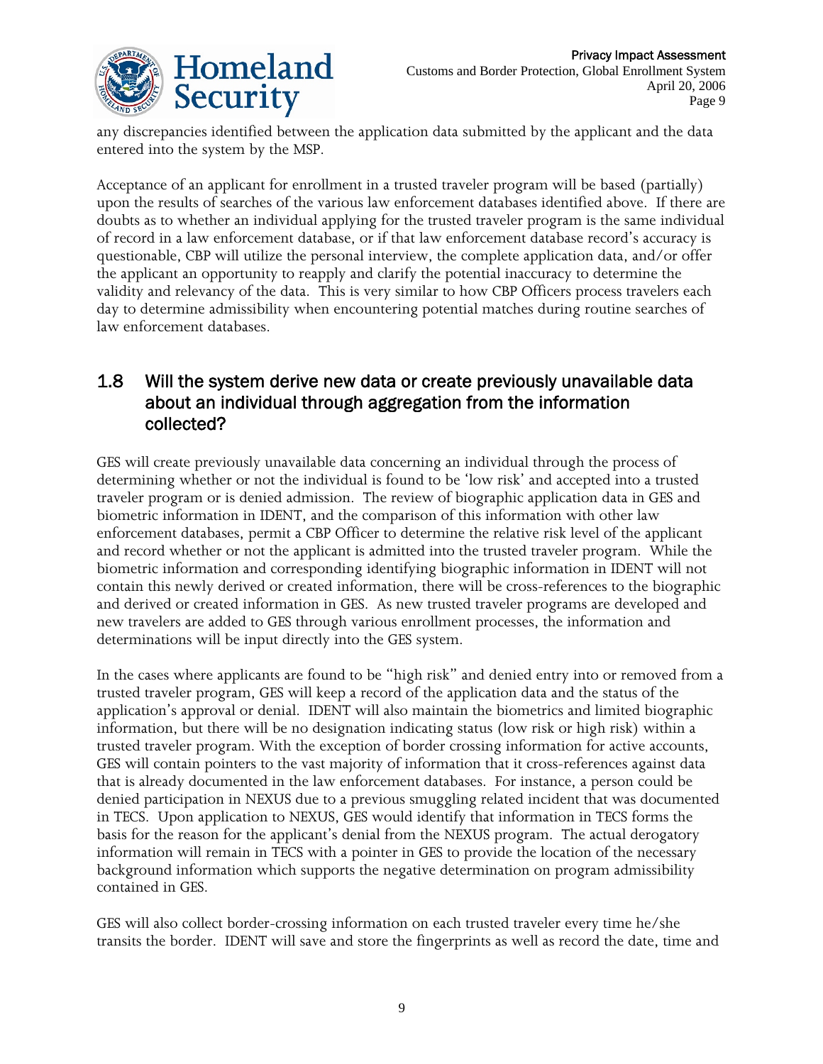any discrepancies identified between the application data submitted by the applicant and the data entered into the system by the MSP.

Acceptance of an applicant for enrollment in a trusted traveler program will be based (partially) upon the results of searches of the various law enforcement databases identified above. If there are doubts as to whether an individual applying for the trusted traveler program is the same individual of record in a law enforcement database, or if that law enforcement database record's accuracy is questionable, CBP will utilize the personal interview, the complete application data, and/or offer the applicant an opportunity to reapply and clarify the potential inaccuracy to determine the validity and relevancy of the data. This is very similar to how CBP Officers process travelers each day to determine admissibility when encountering potential matches during routine searches of law enforcement databases.

## 1.8 Will the system derive new data or create previously unavailable data about an individual through aggregation from the information collected?

GES will create previously unavailable data concerning an individual through the process of determining whether or not the individual is found to be 'low risk' and accepted into a trusted traveler program or is denied admission. The review of biographic application data in GES and biometric information in IDENT, and the comparison of this information with other law enforcement databases, permit a CBP Officer to determine the relative risk level of the applicant and record whether or not the applicant is admitted into the trusted traveler program. While the biometric information and corresponding identifying biographic information in IDENT will not contain this newly derived or created information, there will be cross-references to the biographic and derived or created information in GES. As new trusted traveler programs are developed and new travelers are added to GES through various enrollment processes, the information and determinations will be input directly into the GES system.

In the cases where applicants are found to be "high risk" and denied entry into or removed from a trusted traveler program, GES will keep a record of the application data and the status of the application's approval or denial. IDENT will also maintain the biometrics and limited biographic information, but there will be no designation indicating status (low risk or high risk) within a trusted traveler program. With the exception of border crossing information for active accounts, GES will contain pointers to the vast majority of information that it cross-references against data that is already documented in the law enforcement databases. For instance, a person could be denied participation in NEXUS due to a previous smuggling related incident that was documented in TECS. Upon application to NEXUS, GES would identify that information in TECS forms the basis for the reason for the applicant's denial from the NEXUS program. The actual derogatory information will remain in TECS with a pointer in GES to provide the location of the necessary background information which supports the negative determination on program admissibility contained in GES.

GES will also collect border-crossing information on each trusted traveler every time he/she transits the border. IDENT will save and store the fingerprints as well as record the date, time and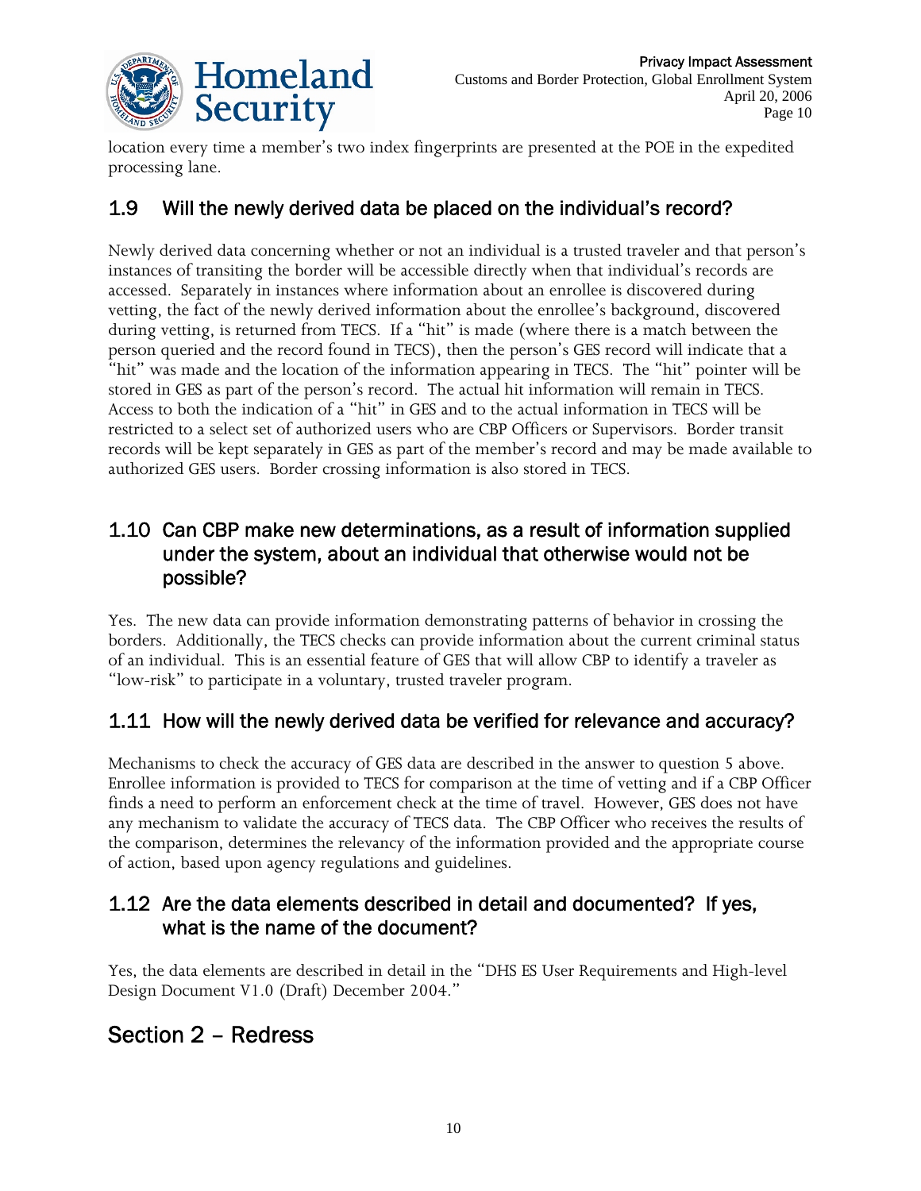location every time a member's two index fingerprints are presented at the POE in the expedited processing lane.

### 1.9 Will the newly derived data be placed on the individual's record?

Newly derived data concerning whether or not an individual is a trusted traveler and that person's instances of transiting the border will be accessible directly when that individual's records are accessed. Separately in instances where information about an enrollee is discovered during vetting, the fact of the newly derived information about the enrollee's background, discovered during vetting, is returned from TECS. If a "hit" is made (where there is a match between the person queried and the record found in TECS), then the person's GES record will indicate that a "hit" was made and the location of the information appearing in TECS. The "hit" pointer will be stored in GES as part of the person's record. The actual hit information will remain in TECS. Access to both the indication of a "hit" in GES and to the actual information in TECS will be restricted to a select set of authorized users who are CBP Officers or Supervisors. Border transit records will be kept separately in GES as part of the member's record and may be made available to authorized GES users. Border crossing information is also stored in TECS.

### 1.10 Can CBP make new determinations, as a result of information supplied under the system, about an individual that otherwise would not be possible?

Yes. The new data can provide information demonstrating patterns of behavior in crossing the borders. Additionally, the TECS checks can provide information about the current criminal status of an individual. This is an essential feature of GES that will allow CBP to identify a traveler as "low-risk" to participate in a voluntary, trusted traveler program.

### 1.11 How will the newly derived data be verified for relevance and accuracy?

Mechanisms to check the accuracy of GES data are described in the answer to question 5 above. Enrollee information is provided to TECS for comparison at the time of vetting and if a CBP Officer finds a need to perform an enforcement check at the time of travel. However, GES does not have any mechanism to validate the accuracy of TECS data. The CBP Officer who receives the results of the comparison, determines the relevancy of the information provided and the appropriate course of action, based upon agency regulations and guidelines.

### 1.12 Are the data elements described in detail and documented? If yes, what is the name of the document?

Yes, the data elements are described in detail in the "DHS ES User Requirements and High-level Design Document V1.0 (Draft) December 2004."

## Section 2 – Redress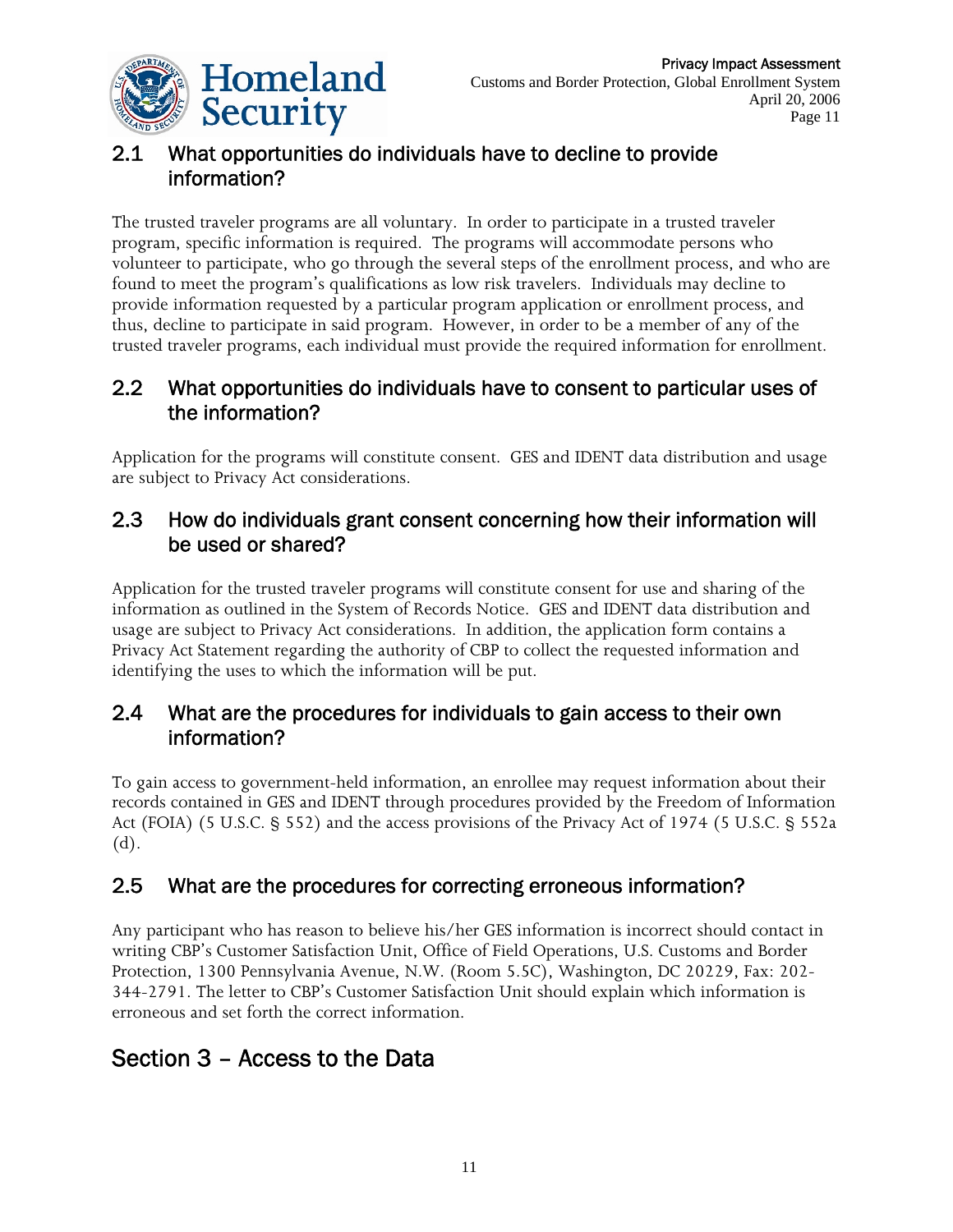### 2.1 What opportunities do individuals have to decline to provide information?

The trusted traveler programs are all voluntary. In order to participate in a trusted traveler program, specific information is required. The programs will accommodate persons who volunteer to participate, who go through the several steps of the enrollment process, and who are found to meet the program's qualifications as low risk travelers. Individuals may decline to provide information requested by a particular program application or enrollment process, and thus, decline to participate in said program. However, in order to be a member of any of the trusted traveler programs, each individual must provide the required information for enrollment.

### 2.2 What opportunities do individuals have to consent to particular uses of the information?

Application for the programs will constitute consent. GES and IDENT data distribution and usage are subject to Privacy Act considerations.

### 2.3 How do individuals grant consent concerning how their information will be used or shared?

Application for the trusted traveler programs will constitute consent for use and sharing of the information as outlined in the System of Records Notice. GES and IDENT data distribution and usage are subject to Privacy Act considerations. In addition, the application form contains a Privacy Act Statement regarding the authority of CBP to collect the requested information and identifying the uses to which the information will be put.

### 2.4 What are the procedures for individuals to gain access to their own information?

To gain access to government-held information, an enrollee may request information about their records contained in GES and IDENT through procedures provided by the Freedom of Information Act (FOIA) (5 U.S.C. § 552) and the access provisions of the Privacy Act of 1974 (5 U.S.C. § 552a (d).

### 2.5 What are the procedures for correcting erroneous information?

Any participant who has reason to believe his/her GES information is incorrect should contact in writing CBP's Customer Satisfaction Unit, Office of Field Operations, U.S. Customs and Border Protection, 1300 Pennsylvania Avenue, N.W. (Room 5.5C), Washington, DC 20229, Fax: 202-344-2791. The letter to CBP's Customer Satisfaction Unit should explain which information is erroneous and set forth the correct information.

## Section 3 – Access to the Data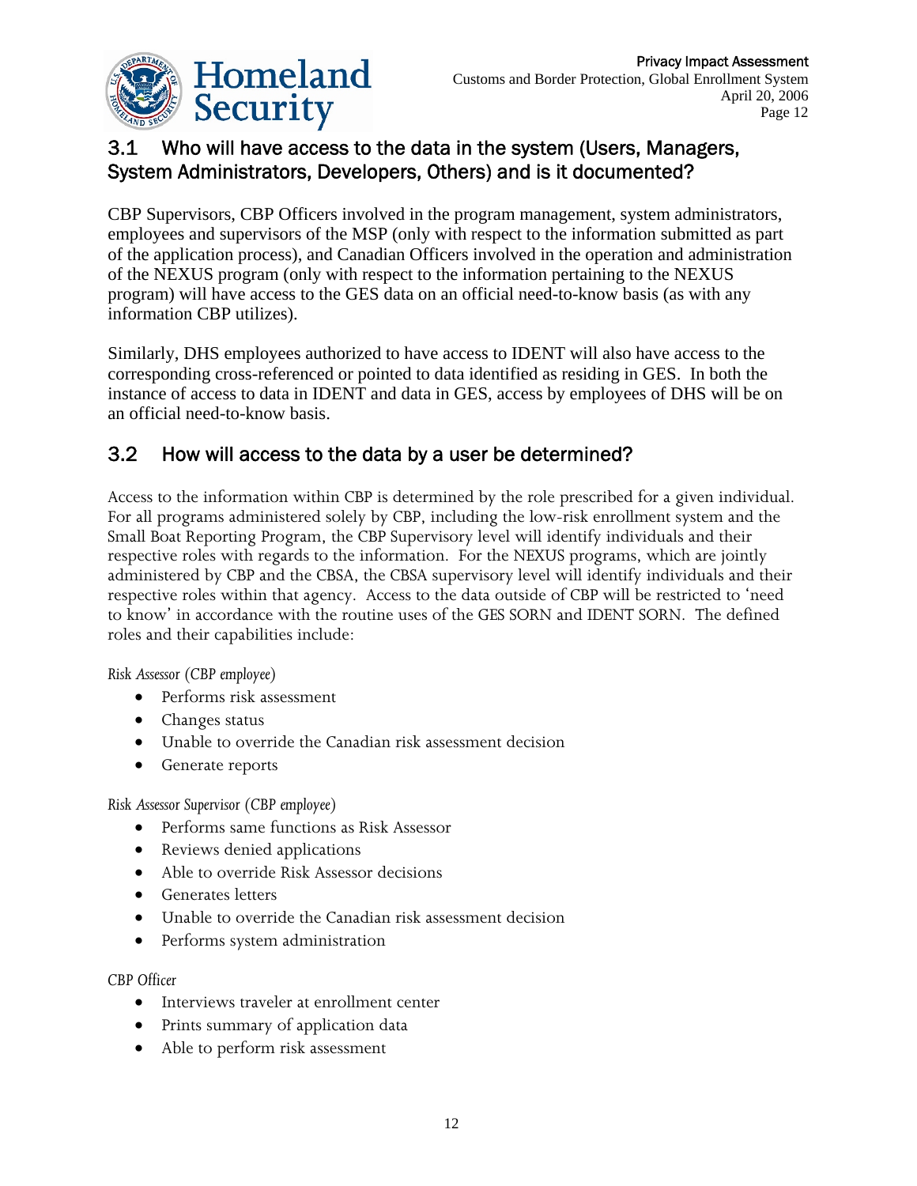## 3.1 Who will have access to the data in the system (Users, Managers, System Administrators, Developers, Others) and is it documented?

CBP Supervisors, CBP Officers involved in the program management, system administrators, employees and supervisors of the MSP (only with respect to the information submitted as part of the application process), and Canadian Officers involved in the operation and administration of the NEXUS program (only with respect to the information pertaining to the NEXUS program) will have access to the GES data on an official need-to-know basis (as with any information CBP utilizes).

Similarly, DHS employees authorized to have access to IDENT will also have access to the corresponding cross-referenced or pointed to data identified as residing in GES. In both the instance of access to data in IDENT and data in GES, access by employees of DHS will be on an official need-to-know basis.

## 3.2 How will access to the data by a user be determined?

Access to the information within CBP is determined by the role prescribed for a given individual. For all programs administered solely by CBP, including the low-risk enrollment system and the Small Boat Reporting Program, the CBP Supervisory level will identify individuals and their respective roles with regards to the information. For the NEXUS programs, which are jointly administered by CBP and the CBSA, the CBSA supervisory level will identify individuals and their respective roles within that agency. Access to the data outside of CBP will be restricted to 'need to know' in accordance with the routine uses of the GES SORN and IDENT SORN. The defined roles and their capabilities include:

*Risk Assessor (CBP employee)*

- Performs risk assessment
- Changes status
- Unable to override the Canadian risk assessment decision
- Generate reports

*Risk Assessor Supervisor (CBP employee)*

- Performs same functions as Risk Assessor
- Reviews denied applications
- Able to override Risk Assessor decisions
- Generates letters
- Unable to override the Canadian risk assessment decision
- Performs system administration

*CBP Officer*

- Interviews traveler at enrollment center
- Prints summary of application data
- Able to perform risk assessment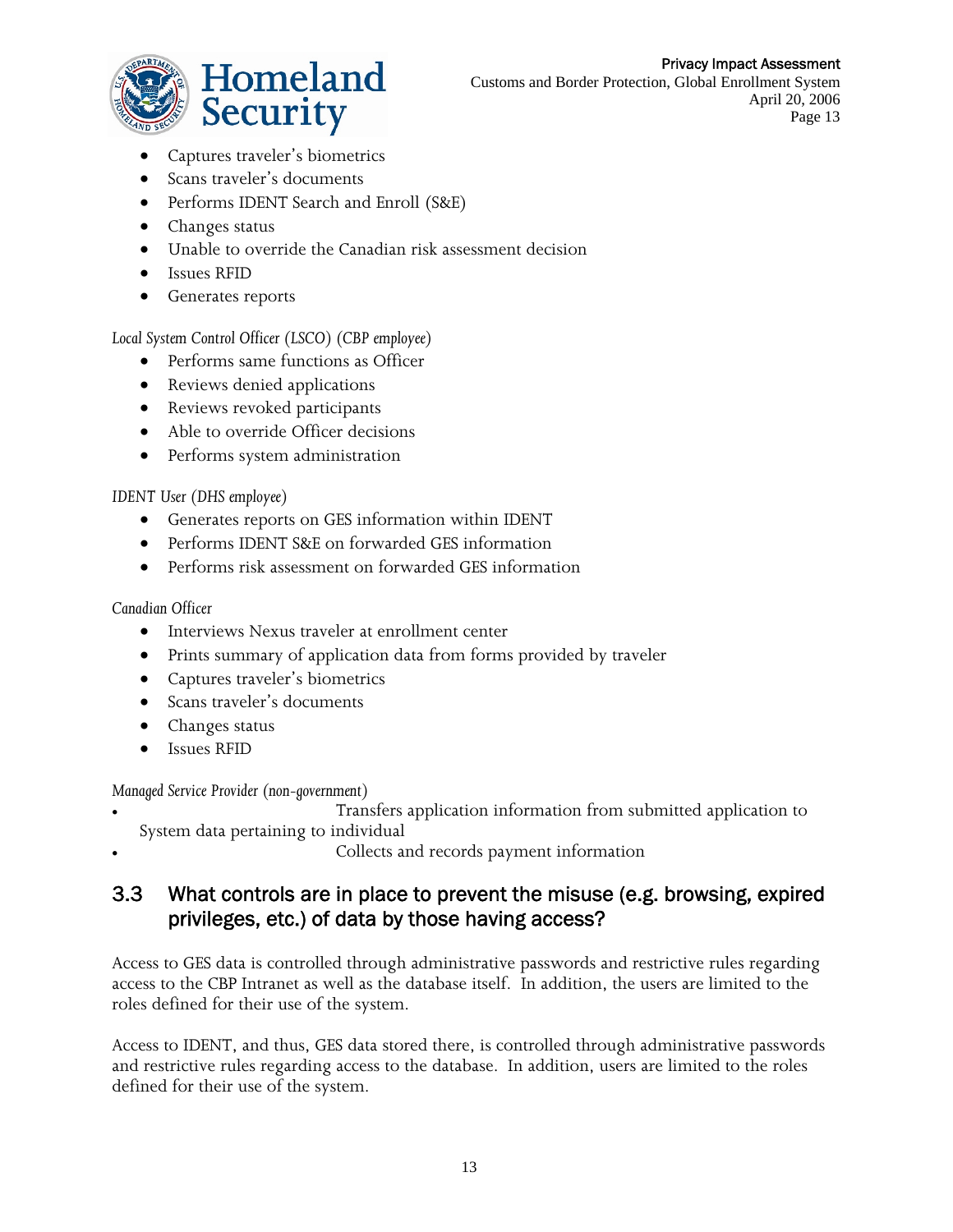- Captures traveler's biometrics
- Scans traveler's documents
- Performs IDENT Search and Enroll (S&E)
- Changes status
- Unable to override the Canadian risk assessment decision
- Issues RFID
- Generates reports

*Local System Control Officer (LSCO) (CBP employee)*

- Performs same functions as Officer
- Reviews denied applications
- Reviews revoked participants
- Able to override Officer decisions
- Performs system administration

*IDENT User (DHS employee)*

- Generates reports on GES information within IDENT
- Performs IDENT S&E on forwarded GES information
- Performs risk assessment on forwarded GES information

*Canadian Officer*

- Interviews Nexus traveler at enrollment center
- Prints summary of application data from forms provided by traveler
- Captures traveler's biometrics
- Scans traveler's documents
- Changes status
- Issues RFID

*Managed Service Provider (non-government)*

- Transfers application information from submitted application to System data pertaining to individual
- Collects and records payment information

## 3.3 What controls are in place to prevent the misuse (e.g. browsing, expired privileges, etc.) of data by those having access?

Access to GES data is controlled through administrative passwords and restrictive rules regarding access to the CBP Intranet as well as the database itself. In addition, the users are limited to the roles defined for their use of the system.

Access to IDENT, and thus, GES data stored there, is controlled through administrative passwords and restrictive rules regarding access to the database. In addition, users are limited to the roles defined for their use of the system.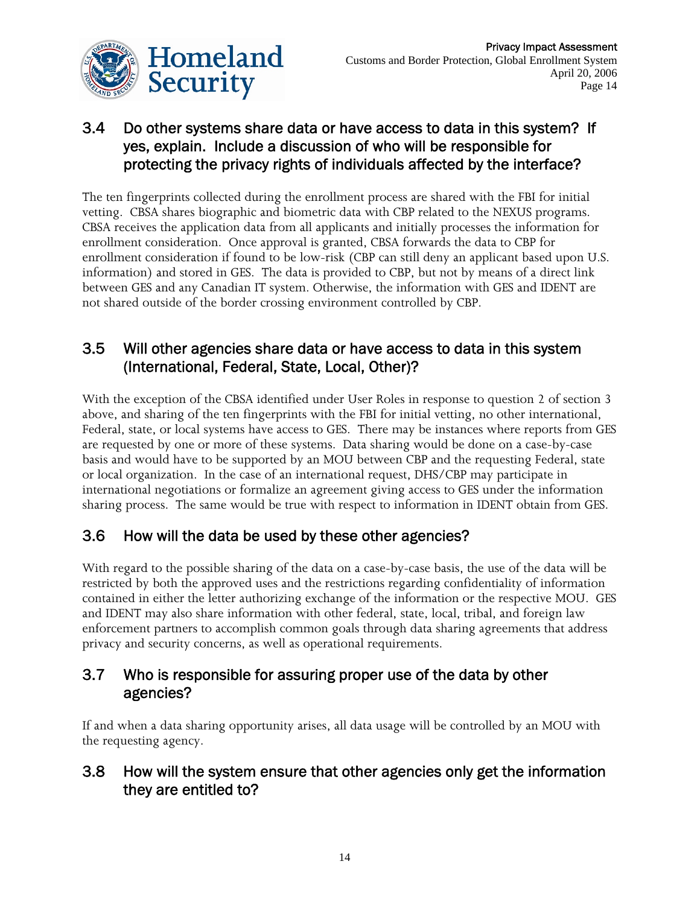## 3.4 Do other systems share data or have access to data in this system? If yes, explain. Include a discussion of who will be responsible for protecting the privacy rights of individuals affected by the interface?

The ten fingerprints collected during the enrollment process are shared with the FBI for initial vetting. CBSA shares biographic and biometric data with CBP related to the NEXUS programs. CBSA receives the application data from all applicants and initially processes the information for enrollment consideration. Once approval is granted, CBSA forwards the data to CBP for enrollment consideration if found to be low-risk (CBP can still deny an applicant based upon U.S. information) and stored in GES. The data is provided to CBP, but not by means of a direct link between GES and any Canadian IT system. Otherwise, the information with GES and IDENT are not shared outside of the border crossing environment controlled by CBP.

## 3.5 Will other agencies share data or have access to data in this system (International, Federal, State, Local, Other)?

With the exception of the CBSA identified under User Roles in response to question 2 of section 3 above, and sharing of the ten fingerprints with the FBI for initial vetting, no other international, Federal, state, or local systems have access to GES. There may be instances where reports from GES are requested by one or more of these systems. Data sharing would be done on a case-by-case basis and would have to be supported by an MOU between CBP and the requesting Federal, state or local organization. In the case of an international request, DHS/CBP may participate in international negotiations or formalize an agreement giving access to GES under the information sharing process. The same would be true with respect to information in IDENT obtain from GES.

## 3.6 How will the data be used by these other agencies?

With regard to the possible sharing of the data on a case-by-case basis, the use of the data will be restricted by both the approved uses and the restrictions regarding confidentiality of information contained in either the letter authorizing exchange of the information or the respective MOU. GES and IDENT may also share information with other federal, state, local, tribal, and foreign law enforcement partners to accomplish common goals through data sharing agreements that address privacy and security concerns, as well as operational requirements.

## 3.7 Who is responsible for assuring proper use of the data by other agencies?

If and when a data sharing opportunity arises, all data usage will be controlled by an MOU with the requesting agency.

## 3.8 How will the system ensure that other agencies only get the information they are entitled to?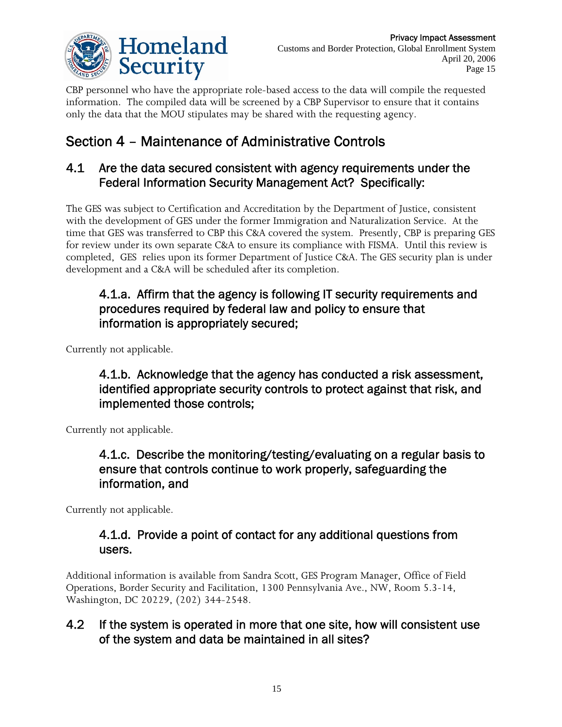CBP personnel who have the appropriate role-based access to the data will compile the requested information. The compiled data will be screened by a CBP Supervisor to ensure that it contains only the data that the MOU stipulates may be shared with the requesting agency.

# Section 4 – Maintenance of Administrative Controls

## 4.1 Are the data secured consistent with agency requirements under the Federal Information Security Management Act? Specifically:

The GES was subject to Certification and Accreditation by the Department of Justice, consistent with the development of GES under the former Immigration and Naturalization Service. At the time that GES was transferred to CBP this C&A covered the system. Presently, CBP is preparing GES for review under its own separate C&A to ensure its compliance with FISMA. Until this review is completed, GES relies upon its former Department of Justice C&A. The GES security plan is under development and a C&A will be scheduled after its completion.

### 4.1.a. Affirm that the agency is following IT security requirements and procedures required by federal law and policy to ensure that information is appropriately secured;

Currently not applicable.

### 4.1.b. Acknowledge that the agency has conducted a risk assessment, identified appropriate security controls to protect against that risk, and implemented those controls;

Currently not applicable.

### 4.1.c. Describe the monitoring/testing/evaluating on a regular basis to ensure that controls continue to work properly, safeguarding the information, and

Currently not applicable.

### 4.1.d. Provide a point of contact for any additional questions from users.

Additional information is available from Sandra Scott, GES Program Manager, Office of Field Operations, Border Security and Facilitation, 1300 Pennsylvania Ave., NW, Room 5.3-14, Washington, DC 20229, (202) 344-2548.

## 4.2 If the system is operated in more that one site, how will consistent use of the system and data be maintained in all sites?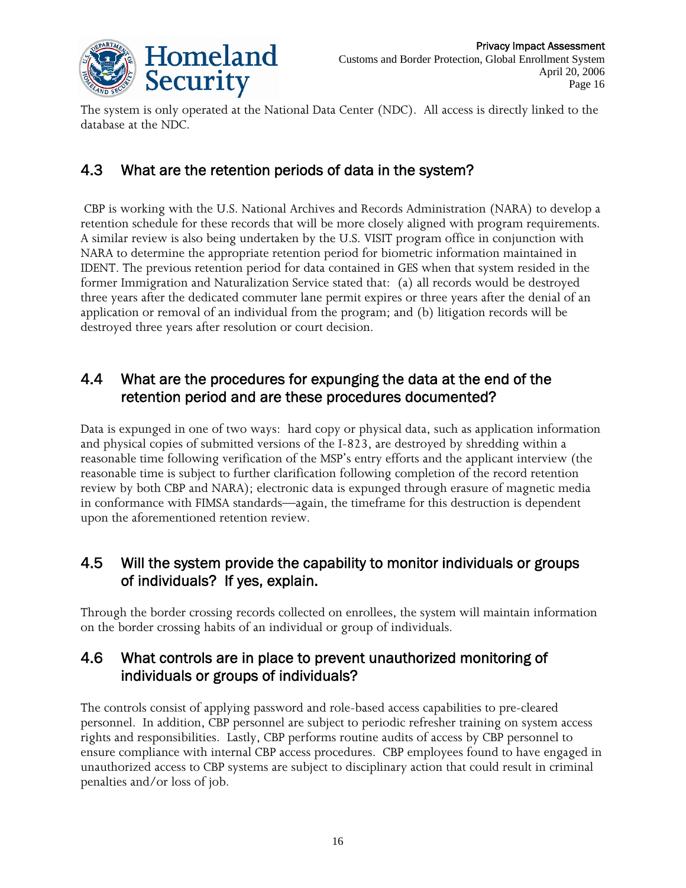The system is only operated at the National Data Center (NDC). All access is directly linked to the database at the NDC.

## 4.3 What are the retention periods of data in the system?

CBP is working with the U.S. National Archives and Records Administration (NARA) to develop a retention schedule for these records that will be more closely aligned with program requirements. A similar review is also being undertaken by the U.S. VISIT program office in conjunction with NARA to determine the appropriate retention period for biometric information maintained in IDENT. The previous retention period for data contained in GES when that system resided in the former Immigration and Naturalization Service stated that: (a) all records would be destroyed three years after the dedicated commuter lane permit expires or three years after the denial of an application or removal of an individual from the program; and (b) litigation records will be destroyed three years after resolution or court decision.

## 4.4 What are the procedures for expunging the data at the end of the retention period and are these procedures documented?

Data is expunged in one of two ways: hard copy or physical data, such as application information and physical copies of submitted versions of the I-823, are destroyed by shredding within a reasonable time following verification of the MSP's entry efforts and the applicant interview (the reasonable time is subject to further clarification following completion of the record retention review by both CBP and NARA); electronic data is expunged through erasure of magnetic media in conformance with FIMSA standards—again, the timeframe for this destruction is dependent upon the aforementioned retention review.

## 4.5 Will the system provide the capability to monitor individuals or groups of individuals? If yes, explain.

Through the border crossing records collected on enrollees, the system will maintain information on the border crossing habits of an individual or group of individuals.

## 4.6 What controls are in place to prevent unauthorized monitoring of individuals or groups of individuals?

The controls consist of applying password and role-based access capabilities to pre-cleared personnel. In addition, CBP personnel are subject to periodic refresher training on system access rights and responsibilities. Lastly, CBP performs routine audits of access by CBP personnel to ensure compliance with internal CBP access procedures. CBP employees found to have engaged in unauthorized access to CBP systems are subject to disciplinary action that could result in criminal penalties and/or loss of job.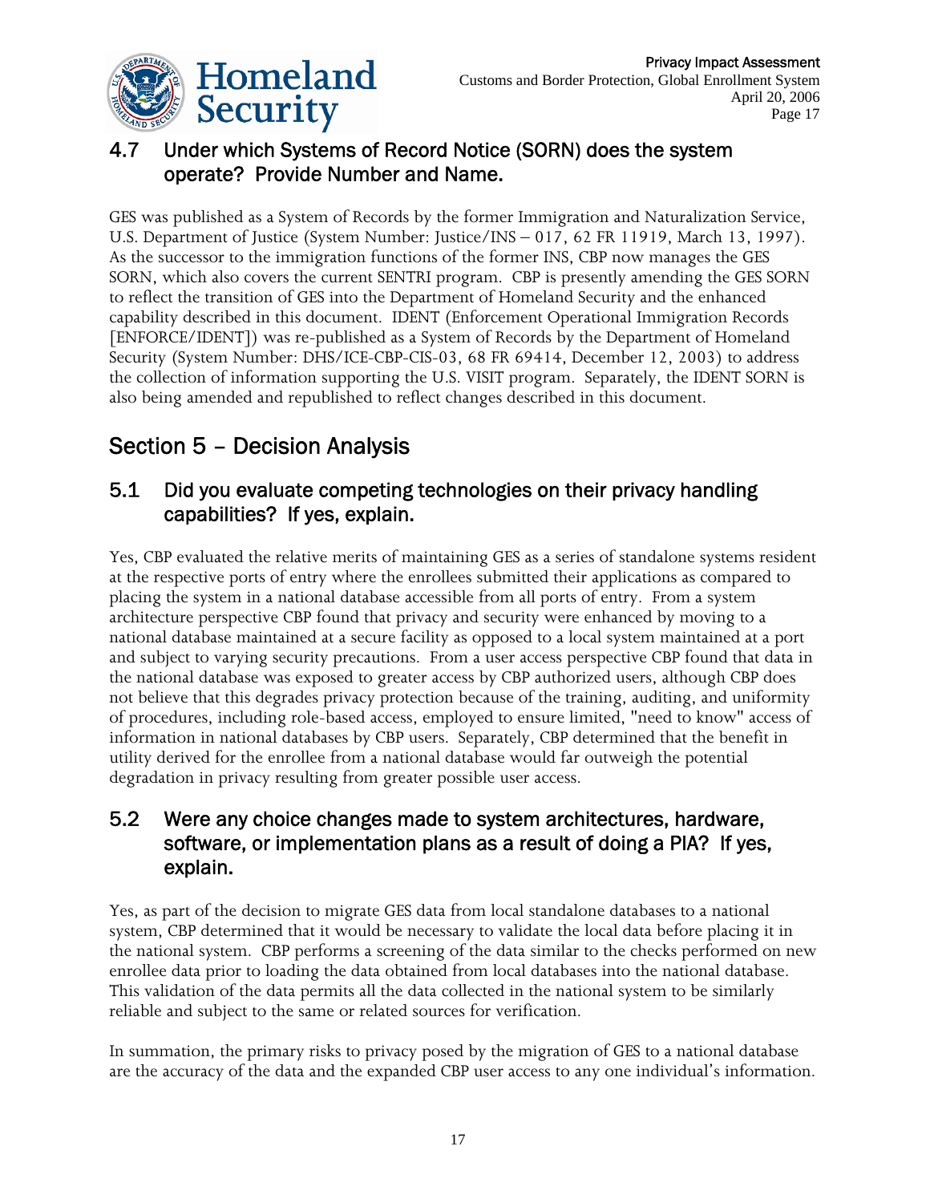### 4.7 Under which Systems of Record Notice (SORN) does the system operate? Provide Number and Name.

GES was published as a System of Records by the former Immigration and Naturalization Service, U.S. Department of Justice (System Number: Justice/INS – 017, 62 FR 11919, March 13, 1997). As the successor to the immigration functions of the former INS, CBP now manages the GES SORN, which also covers the current SENTRI program. CBP is presently amending the GES SORN to reflect the transition of GES into the Department of Homeland Security and the enhanced capability described in this document. IDENT (Enforcement Operational Immigration Records [ENFORCE/IDENT]) was re-published as a System of Records by the Department of Homeland Security (System Number: DHS/ICE-CBP-CIS-03, 68 FR 69414, December 12, 2003) to address the collection of information supporting the U.S. VISIT program. Separately, the IDENT SORN is also being amended and republished to reflect changes described in this document.

## Section 5 – Decision Analysis

### 5.1 Did you evaluate competing technologies on their privacy handling capabilities? If yes, explain.

Yes, CBP evaluated the relative merits of maintaining GES as a series of standalone systems resident at the respective ports of entry where the enrollees submitted their applications as compared to placing the system in a national database accessible from all ports of entry. From a system architecture perspective CBP found that privacy and security were enhanced by moving to a national database maintained at a secure facility as opposed to a local system maintained at a port and subject to varying security precautions. From a user access perspective CBP found that data in the national database was exposed to greater access by CBP authorized users, although CBP does not believe that this degrades privacy protection because of the training, auditing, and uniformity of procedures, including role-based access, employed to ensure limited, "need to know" access of information in national databases by CBP users. Separately, CBP determined that the benefit in utility derived for the enrollee from a national database would far outweigh the potential degradation in privacy resulting from greater possible user access.

### 5.2 Were any choice changes made to system architectures, hardware, software, or implementation plans as a result of doing a PIA? If yes, explain.

Yes, as part of the decision to migrate GES data from local standalone databases to a national system, CBP determined that it would be necessary to validate the local data before placing it in the national system. CBP performs a screening of the data similar to the checks performed on new enrollee data prior to loading the data obtained from local databases into the national database. This validation of the data permits all the data collected in the national system to be similarly reliable and subject to the same or related sources for verification.

In summation, the primary risks to privacy posed by the migration of GES to a national database are the accuracy of the data and the expanded CBP user access to any one individual's information.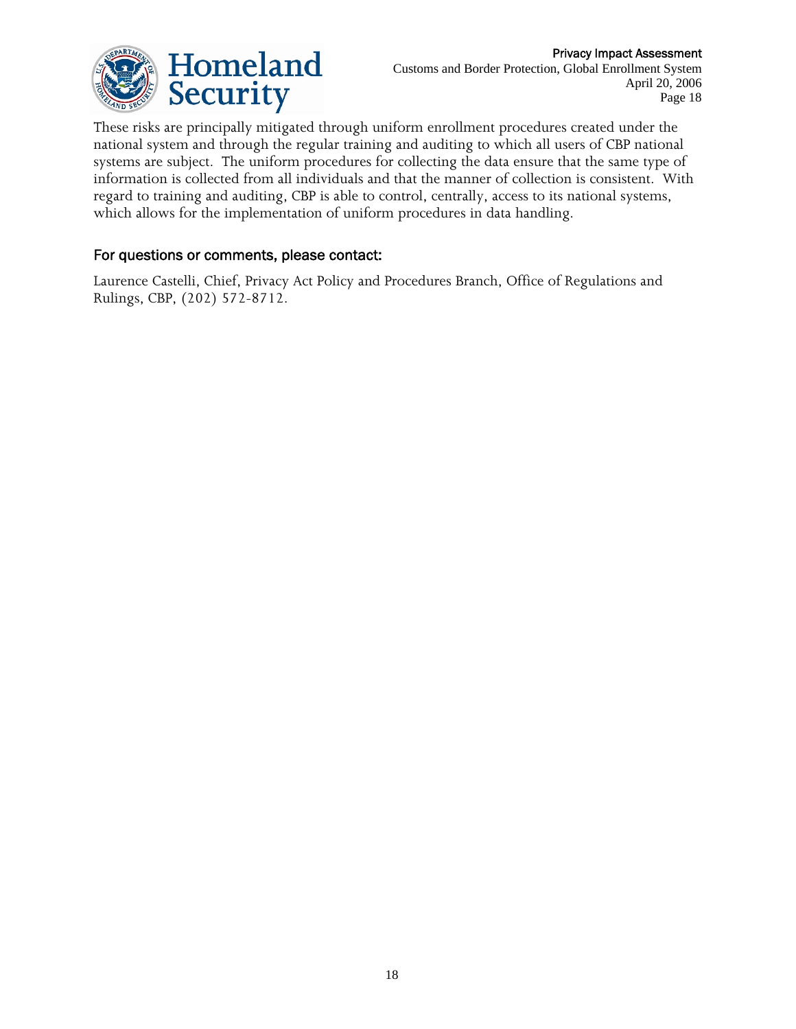These risks are principally mitigated through uniform enrollment procedures created under the national system and through the regular training and auditing to which all users of CBP national systems are subject. The uniform procedures for collecting the data ensure that the same type of information is collected from all individuals and that the manner of collection is consistent. With regard to training and auditing, CBP is able to control, centrally, access to its national systems, which allows for the implementation of uniform procedures in data handling.

### For questions or comments, please contact:

Laurence Castelli, Chief, Privacy Act Policy and Procedures Branch, Office of Regulations and Rulings, CBP, (202) 572-8712.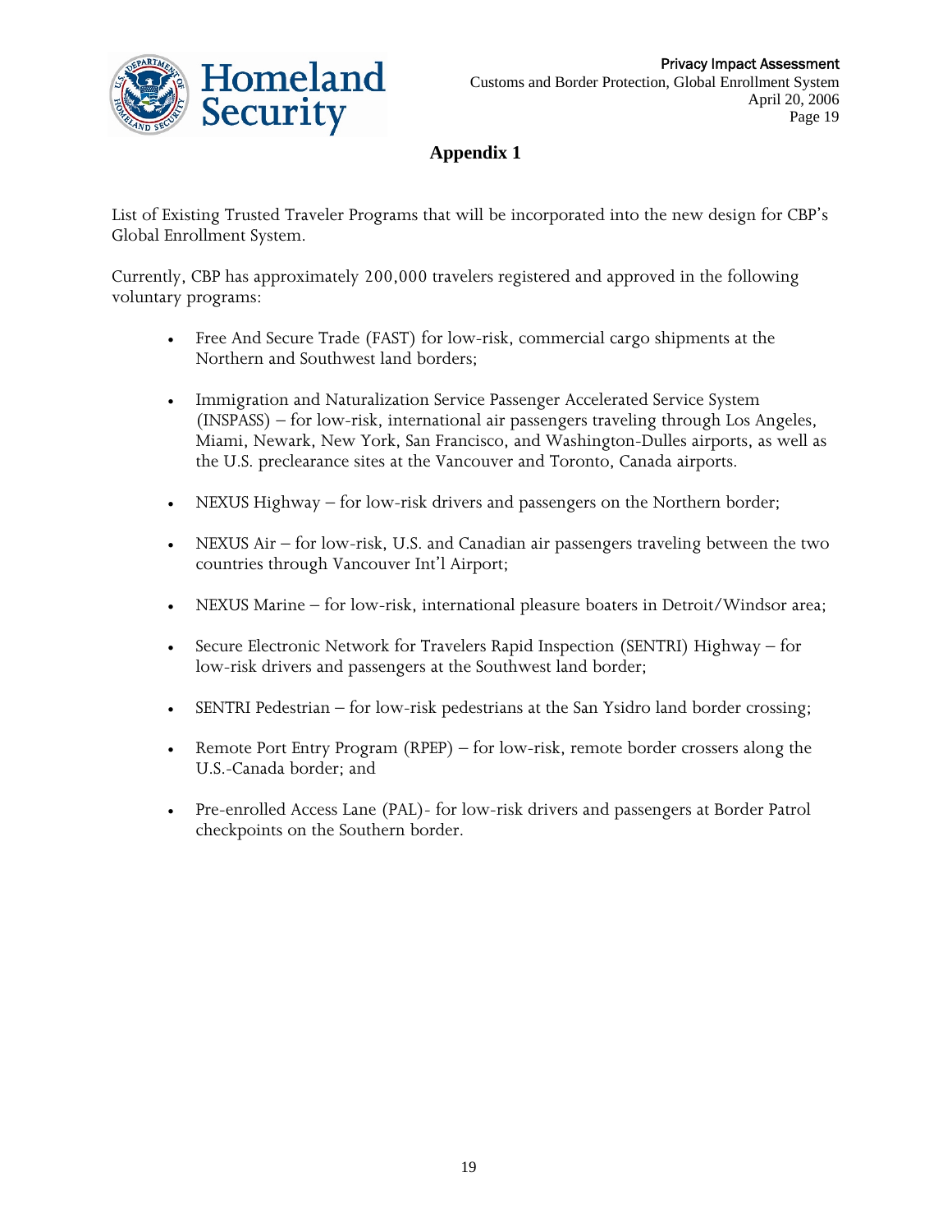# Appendix 1

List of Existing Trusted Traveler Programs that will be incorporated into the new design for CBP's Global Enrollment System.

Currently, CBP has approximately 200,000 travelers registered and approved in the following voluntary programs:

- Free And Secure Trade (FAST) for low-risk, commercial cargo shipments at the Northern and Southwest land borders;
- Immigration and Naturalization Service Passenger Accelerated Service System (INSPASS) – for low-risk, international air passengers traveling through Los Angeles, Miami, Newark, New York, San Francisco, and Washington-Dulles airports, as well as the U.S. preclearance sites at the Vancouver and Toronto, Canada airports.
- NEXUS Highway – for low-risk drivers and passengers on the Northern border;
- NEXUS Air – for low-risk, U.S. and Canadian air passengers traveling between the two countries through Vancouver Int'l Airport;
- NEXUS Marine – for low-risk, international pleasure boaters in Detroit/Windsor area;
- Secure Electronic Network for Travelers Rapid Inspection (SENTRI) Highway – for low-risk drivers and passengers at the Southwest land border;
- SENTRI Pedestrian – for low-risk pedestrians at the San Ysidro land border crossing;
- Remote Port Entry Program (RPEP) – for low-risk, remote border crossers along the U.S.-Canada border; and
- Pre-enrolled Access Lane (PAL)- for low-risk drivers and passengers at Border Patrol checkpoints on the Southern border.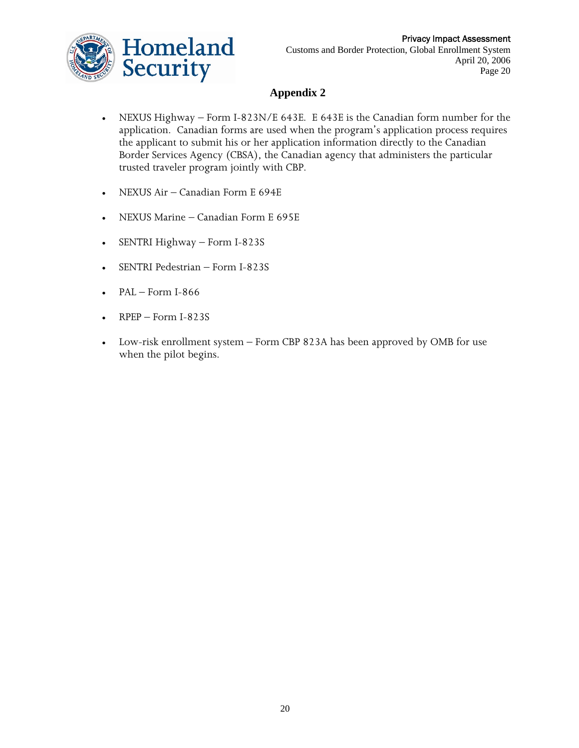## Appendix 2

- NEXUS Highway – Form I-823N/E 643E. E 643E is the Canadian form number for the application. Canadian forms are used when the program's application process requires the applicant to submit his or her application information directly to the Canadian Border Services Agency (CBSA), the Canadian agency that administers the particular trusted traveler program jointly with CBP.
- NEXUS Air – Canadian Form E 694E
- NEXUS Marine – Canadian Form E 695E
- SENTRI Highway – Form I-823S
- SENTRI Pedestrian – Form I-823S
- PAL – Form I-866
- RPEP – Form I-823S
- Low-risk enrollment system – Form CBP 823A has been approved by OMB for use when the pilot begins.